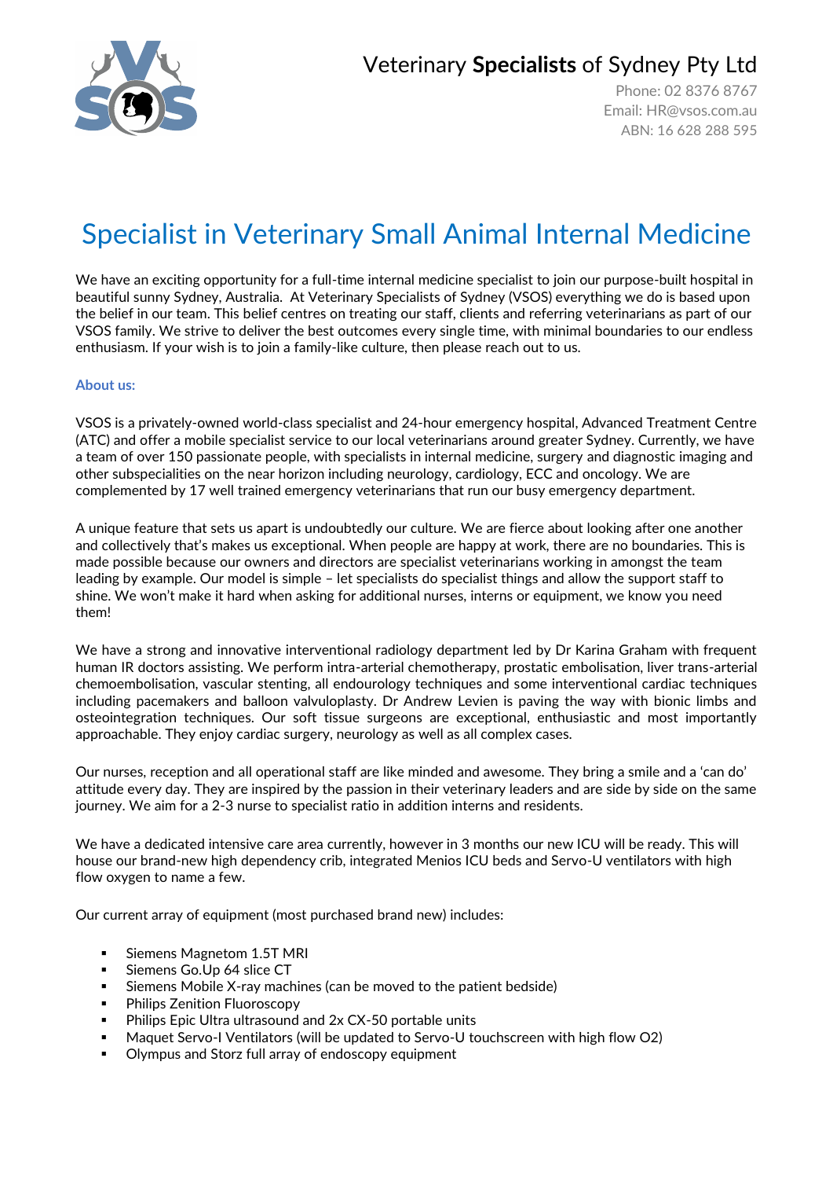Veterinary **Specialists** of Sydney Pty Ltd

Phone: 02 8376 8767
Email: HR@vsos.com.au
ABN: 16 628 288 595

# Specialist in Veterinary Small Animal Internal Medicine

We have an exciting opportunity for a full-time internal medicine specialist to join our purpose-built hospital in beautiful sunny Sydney, Australia. At Veterinary Specialists of Sydney (VSOS) everything we do is based upon the belief in our team. This belief centres on treating our staff, clients and referring veterinarians as part of our VSOS family. We strive to deliver the best outcomes every single time, with minimal boundaries to our endless enthusiasm. If your wish is to join a family-like culture, then please reach out to us.

**About us:**

VSOS is a privately-owned world-class specialist and 24-hour emergency hospital, Advanced Treatment Centre (ATC) and offer a mobile specialist service to our local veterinarians around greater Sydney. Currently, we have a team of over 150 passionate people, with specialists in internal medicine, surgery and diagnostic imaging and other subspecialities on the near horizon including neurology, cardiology, ECC and oncology. We are complemented by 17 well trained emergency veterinarians that run our busy emergency department.

A unique feature that sets us apart is undoubtedly our culture. We are fierce about looking after one another and collectively that's makes us exceptional. When people are happy at work, there are no boundaries. This is made possible because our owners and directors are specialist veterinarians working in amongst the team leading by example. Our model is simple – let specialists do specialist things and allow the support staff to shine. We won't make it hard when asking for additional nurses, interns or equipment, we know you need them!

We have a strong and innovative interventional radiology department led by Dr Karina Graham with frequent human IR doctors assisting. We perform intra-arterial chemotherapy, prostatic embolisation, liver trans-arterial chemoembolisation, vascular stenting, all endourology techniques and some interventional cardiac techniques including pacemakers and balloon valvuloplasty. Dr Andrew Levien is paving the way with bionic limbs and osteointegration techniques. Our soft tissue surgeons are exceptional, enthusiastic and most importantly approachable. They enjoy cardiac surgery, neurology as well as all complex cases.

Our nurses, reception and all operational staff are like minded and awesome. They bring a smile and a 'can do' attitude every day. They are inspired by the passion in their veterinary leaders and are side by side on the same journey. We aim for a 2-3 nurse to specialist ratio in addition interns and residents.

We have a dedicated intensive care area currently, however in 3 months our new ICU will be ready. This will house our brand-new high dependency crib, integrated Menios ICU beds and Servo-U ventilators with high flow oxygen to name a few.

Our current array of equipment (most purchased brand new) includes:

- Siemens Magnetom 1.5T MRI
- Siemens Go.Up 64 slice CT
- Siemens Mobile X-ray machines (can be moved to the patient bedside)
- Philips Zenition Fluoroscopy
- Philips Epic Ultra ultrasound and 2x CX-50 portable units
- Maquet Servo-I Ventilators (will be updated to Servo-U touchscreen with high flow O2)
- Olympus and Storz full array of endoscopy equipment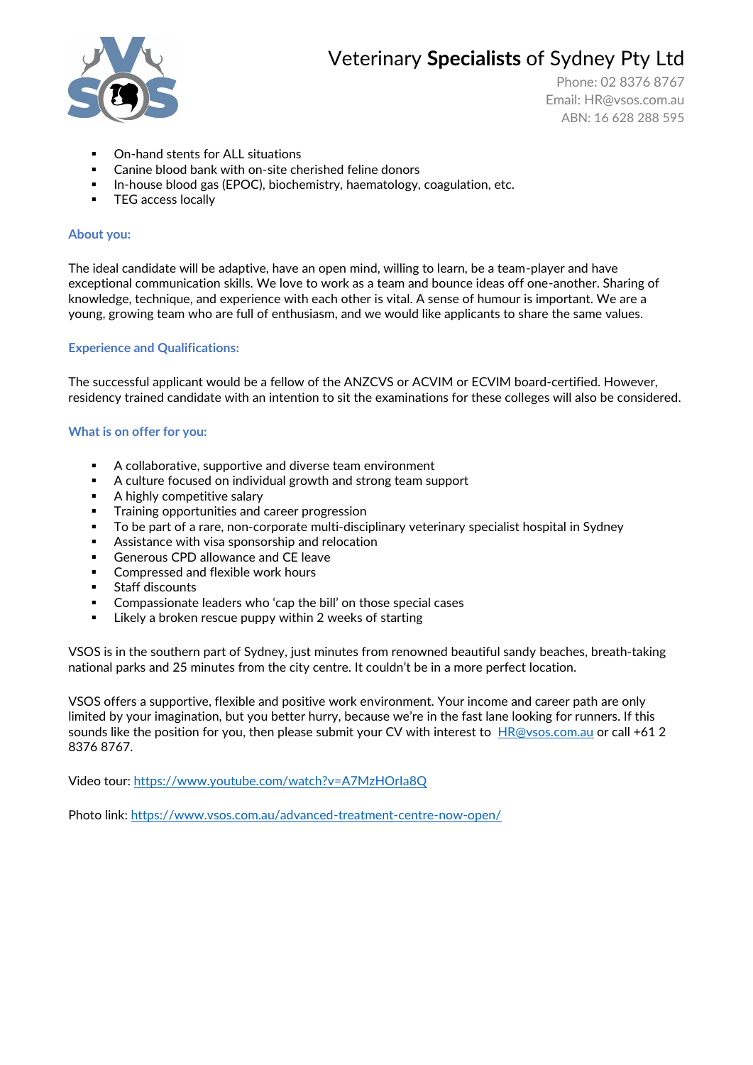# Veterinary **Specialists** of Sydney Pty Ltd

Phone: 02 8376 8767
Email: HR@vsos.com.au
ABN: 16 628 288 595

- On-hand stents for ALL situations
- Canine blood bank with on-site cherished feline donors
- In-house blood gas (EPOC), biochemistry, haematology, coagulation, etc.
- TEG access locally

### About you:

The ideal candidate will be adaptive, have an open mind, willing to learn, be a team-player and have exceptional communication skills. We love to work as a team and bounce ideas off one-another. Sharing of knowledge, technique, and experience with each other is vital. A sense of humour is important. We are a young, growing team who are full of enthusiasm, and we would like applicants to share the same values.

### Experience and Qualifications:

The successful applicant would be a fellow of the ANZCVS or ACVIM or ECVIM board-certified. However, residency trained candidate with an intention to sit the examinations for these colleges will also be considered.

### What is on offer for you:

- A collaborative, supportive and diverse team environment
- A culture focused on individual growth and strong team support
- A highly competitive salary
- Training opportunities and career progression
- To be part of a rare, non-corporate multi-disciplinary veterinary specialist hospital in Sydney
- Assistance with visa sponsorship and relocation
- Generous CPD allowance and CE leave
- Compressed and flexible work hours
- Staff discounts
- Compassionate leaders who 'cap the bill' on those special cases
- Likely a broken rescue puppy within 2 weeks of starting

VSOS is in the southern part of Sydney, just minutes from renowned beautiful sandy beaches, breath-taking national parks and 25 minutes from the city centre. It couldn't be in a more perfect location.

VSOS offers a supportive, flexible and positive work environment. Your income and career path are only limited by your imagination, but you better hurry, because we're in the fast lane looking for runners. If this sounds like the position for you, then please submit your CV with interest to HR@vsos.com.au or call +61 2 8376 8767.

Video tour: https://www.youtube.com/watch?v=A7MzHOrla8Q

Photo link: https://www.vsos.com.au/advanced-treatment-centre-now-open/